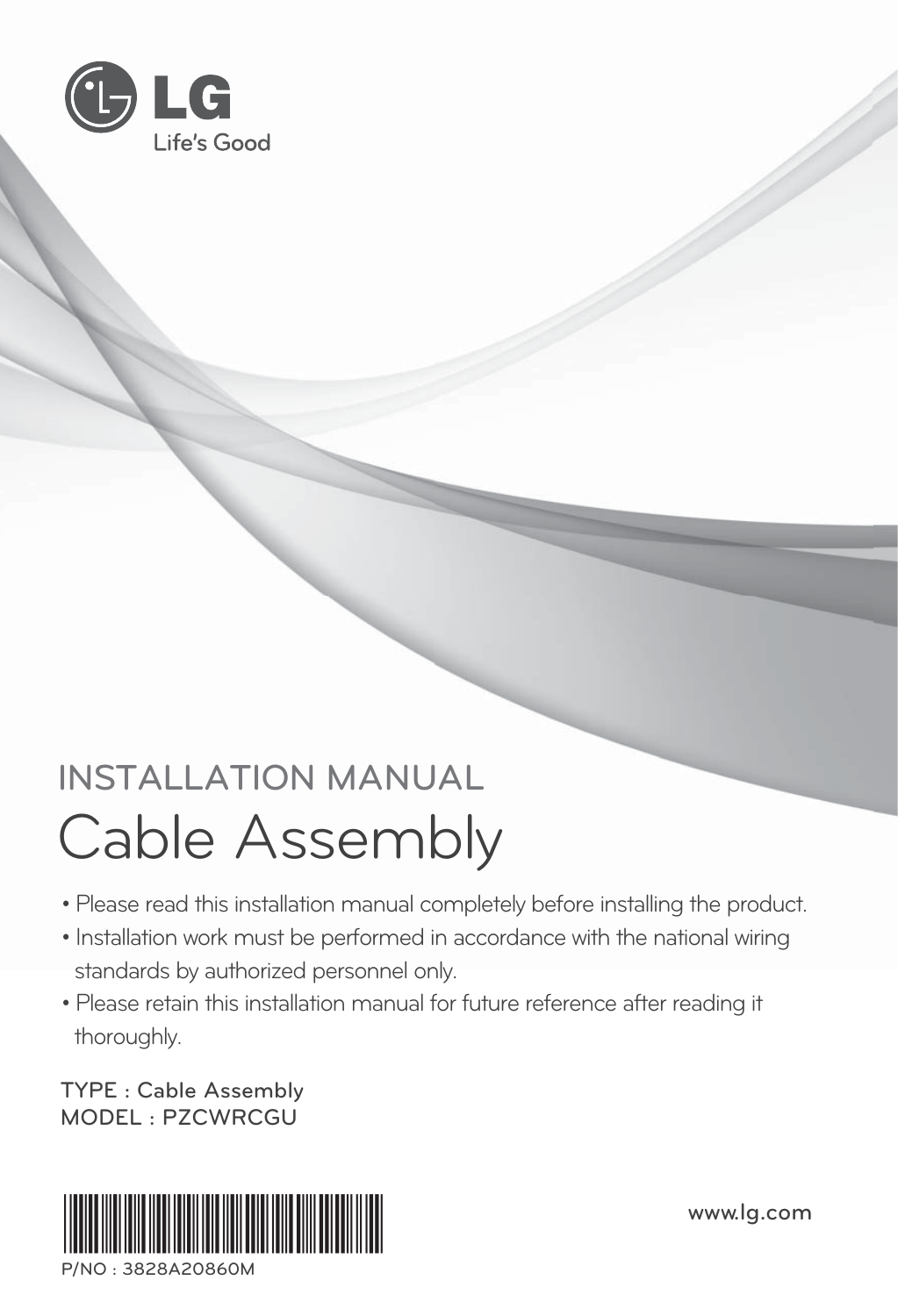LG

Life's Good

# INSTALLATION MANUAL

# Cable Assembly

- Please read this installation manual completely before installing the product.
- Installation work must be performed in accordance with the national wiring standards by authorized personnel only.
- Please retain this installation manual for future reference after reading it thoroughly.

TYPE : Cable Assembly
MODEL : PZCWRCGU

P/NO : 3828A20860M

www.lg.com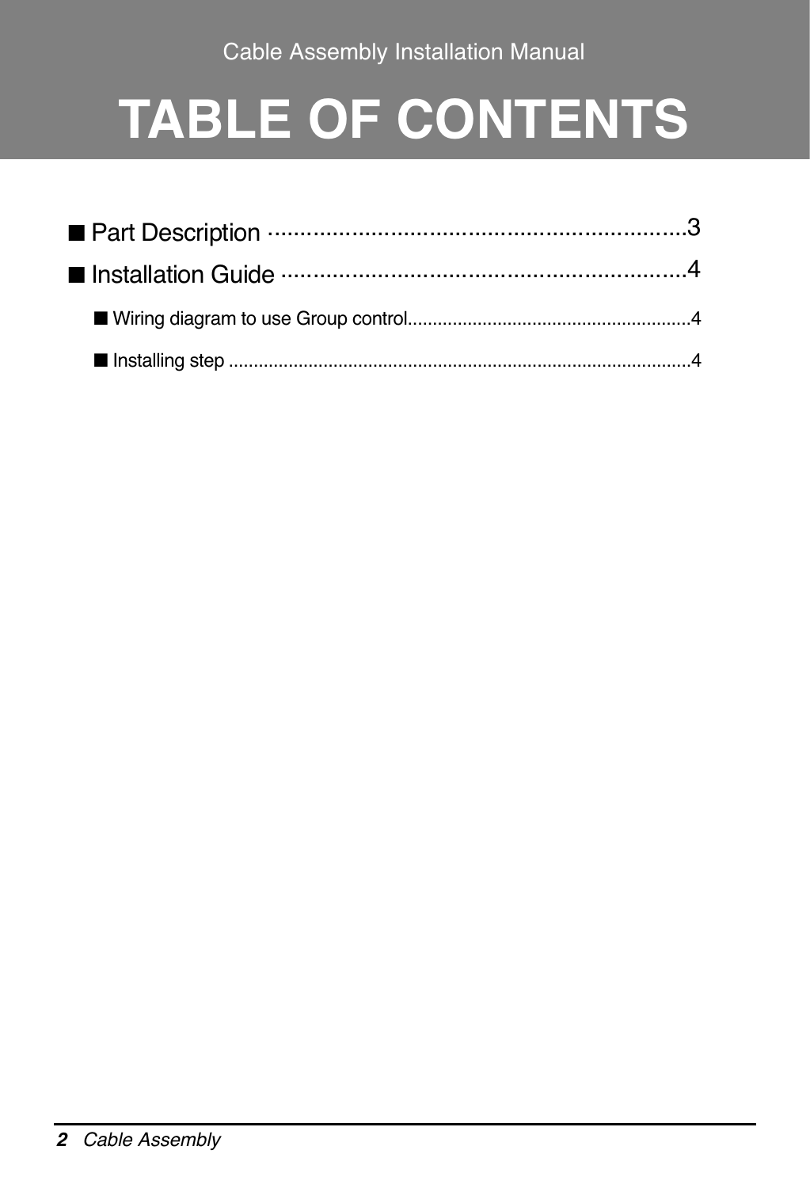Cable Assembly Installation Manual

# TABLE OF CONTENTS

- ■ Part Description ..................................................................3
- ■ Installation Guide .................................................................4
  - ■ Wiring diagram to use Group control.........................................................4
  - ■ Installing step ..............................................................................................4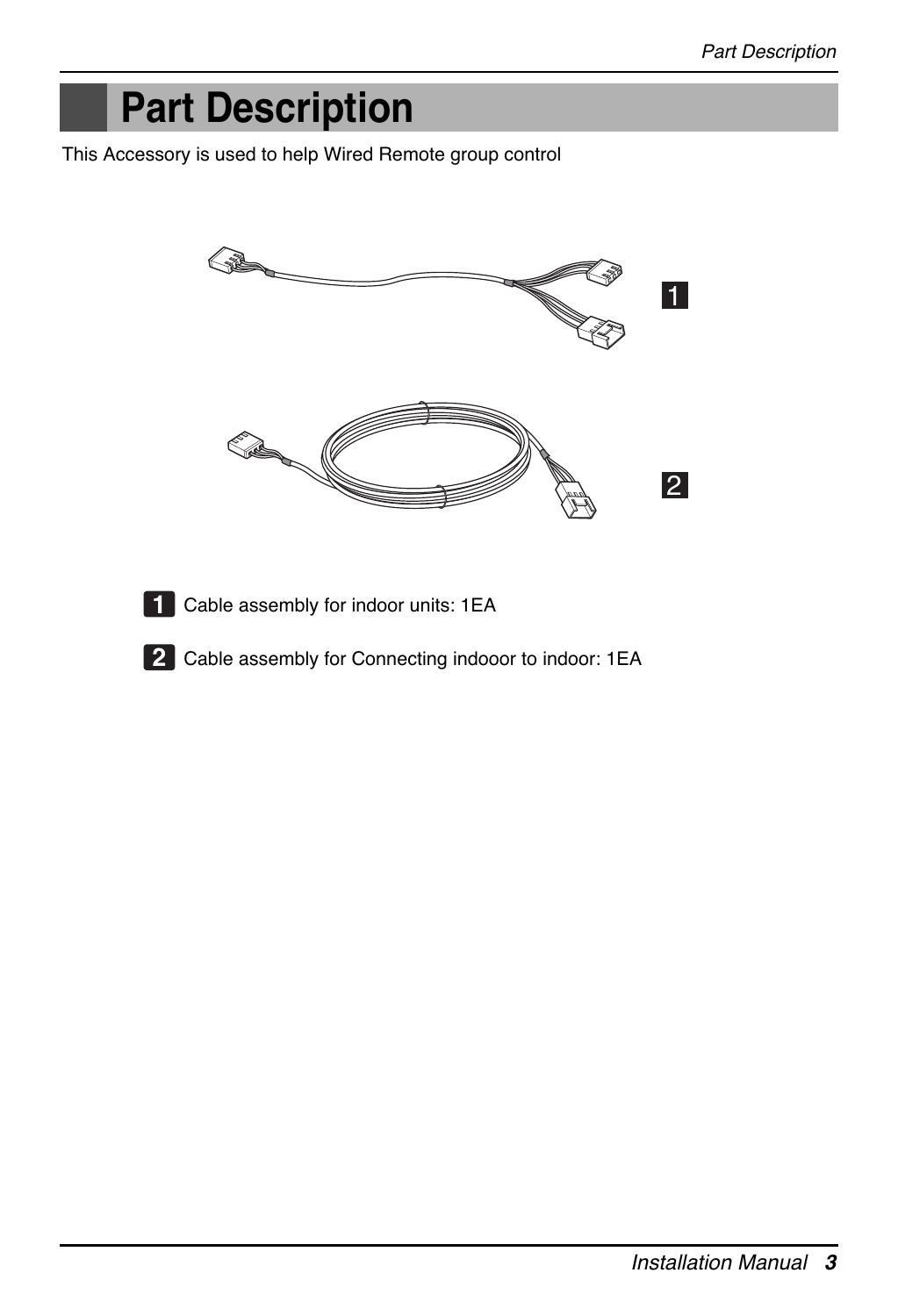# Part Description

This Accessory is used to help Wired Remote group control

1. Cable assembly for indoor units: 1EA

2. Cable assembly for Connecting indooor to indoor: 1EA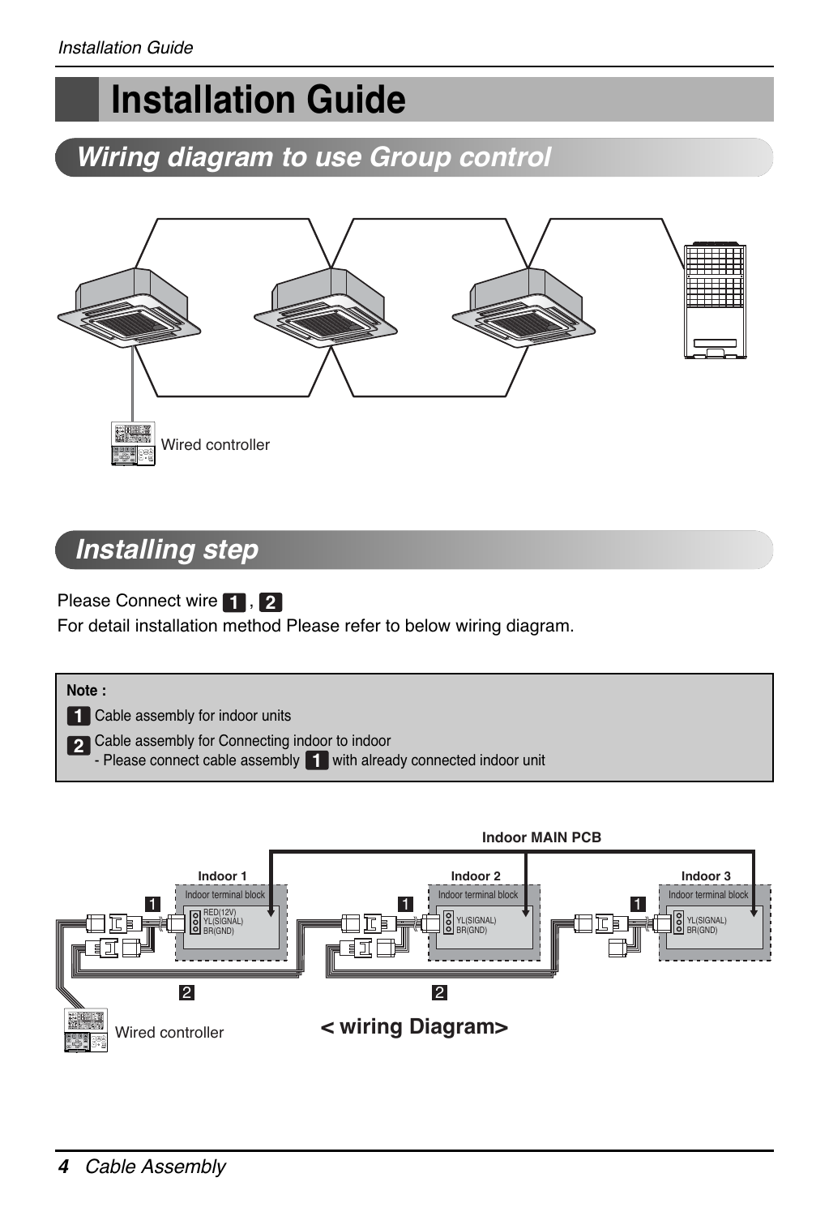# Installation Guide

## Wiring diagram to use Group control

Wired controller

## Installing step

Please Connect wire **1** , **2**
For detail installation method Please refer to below wiring diagram.

> **Note :**
>
> **1** Cable assembly for indoor units
>
> **2** Cable assembly for Connecting indoor to indoor
> - Please connect cable assembly **1** with already connected indoor unit

Indoor MAIN PCB

Indoor 1 — Indoor terminal block: RED(12V), YL(SIGNAL), BR(GND)

Indoor 2 — Indoor terminal block: YL(SIGNAL), BR(GND)

Indoor 3 — Indoor terminal block: YL(SIGNAL), BR(GND)

1 1 1

2 2

Wired controller

**< wiring Diagram>**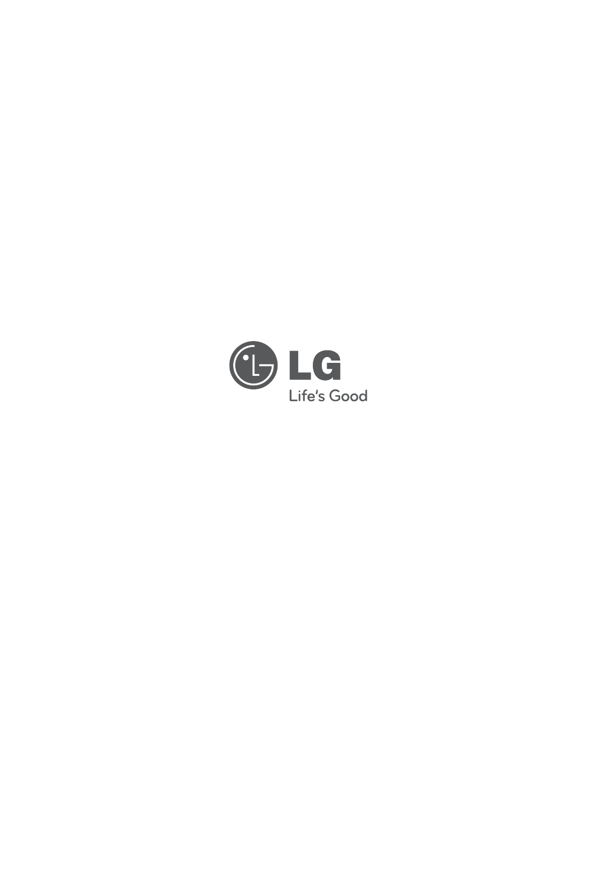LG

Life's Good